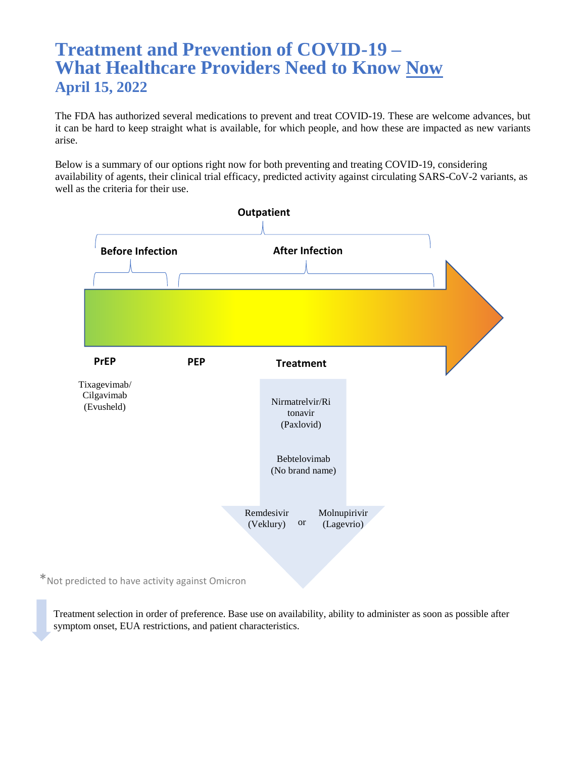# Treatment and Prevention of COVID-19 – What Healthcare Providers Need to Know Now

## April 15, 2022

The FDA has authorized several medications to prevent and treat COVID-19. These are welcome advances, but it can be hard to keep straight what is available, for which people, and how these are impacted as new variants arise.

Below is a summary of our options right now for both preventing and treating COVID-19, considering availability of agents, their clinical trial efficacy, predicted activity against circulating SARS-CoV-2 variants, as well as the criteria for their use.

**Outpatient**

**Before Infection**

**After Infection**

**PrEP**

Tixagevimab/Cilgavimab (Evusheld)

**PEP**

**Treatment**

Nirmatrelvir/Ritonavir (Paxlovid)

Bebtelovimab (No brand name)

Remdesivir (Veklury) or Molnupirivir (Lagevrio)

*Not predicted to have activity against Omicron

Treatment selection in order of preference. Base use on availability, ability to administer as soon as possible after symptom onset, EUA restrictions, and patient characteristics.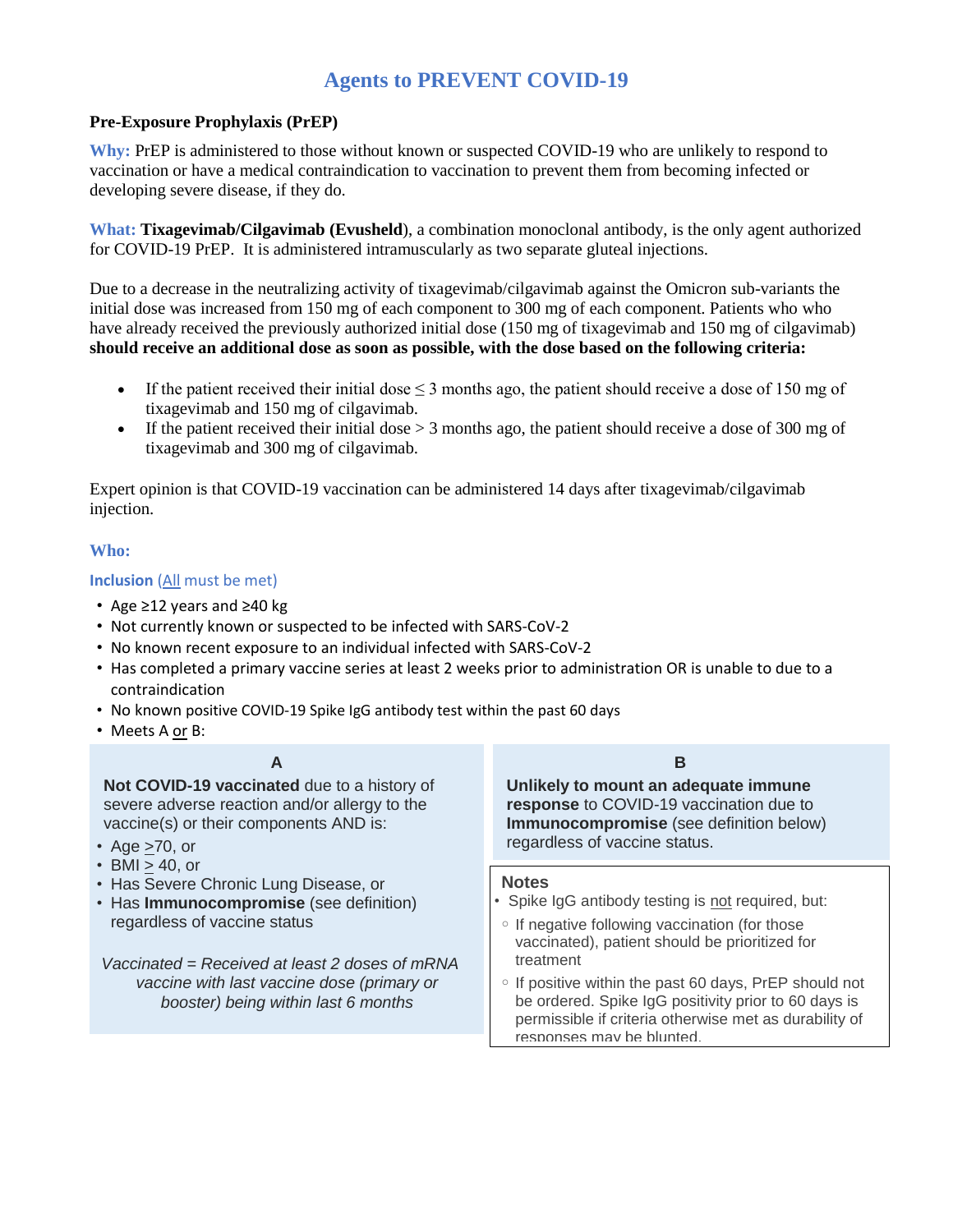# Agents to PREVENT COVID-19

**Pre-Exposure Prophylaxis (PrEP)**

**Why:** PrEP is administered to those without known or suspected COVID-19 who are unlikely to respond to vaccination or have a medical contraindication to vaccination to prevent them from becoming infected or developing severe disease, if they do.

**What:** **Tixagevimab/Cilgavimab (Evusheld)**, a combination monoclonal antibody, is the only agent authorized for COVID-19 PrEP. It is administered intramuscularly as two separate gluteal injections.

Due to a decrease in the neutralizing activity of tixagevimab/cilgavimab against the Omicron sub-variants the initial dose was increased from 150 mg of each component to 300 mg of each component. Patients who who have already received the previously authorized initial dose (150 mg of tixagevimab and 150 mg of cilgavimab) **should receive an additional dose as soon as possible, with the dose based on the following criteria:**

- If the patient received their initial dose ≤ 3 months ago, the patient should receive a dose of 150 mg of tixagevimab and 150 mg of cilgavimab.
- If the patient received their initial dose > 3 months ago, the patient should receive a dose of 300 mg of tixagevimab and 300 mg of cilgavimab.

Expert opinion is that COVID-19 vaccination can be administered 14 days after tixagevimab/cilgavimab injection.

**Who:**

**Inclusion** (All must be met)

- Age ≥12 years and ≥40 kg
- Not currently known or suspected to be infected with SARS-CoV-2
- No known recent exposure to an individual infected with SARS-CoV-2
- Has completed a primary vaccine series at least 2 weeks prior to administration OR is unable to due to a contraindication
- No known positive COVID-19 Spike IgG antibody test within the past 60 days
- Meets A or B:

**A**

**Not COVID-19 vaccinated** due to a history of severe adverse reaction and/or allergy to the vaccine(s) or their components AND is:

- Age ≥70, or
- BMI ≥ 40, or
- Has Severe Chronic Lung Disease, or
- Has **Immunocompromise** (see definition) regardless of vaccine status

*Vaccinated = Received at least 2 doses of mRNA vaccine with last vaccine dose (primary or booster) being within last 6 months*

**B**

**Unlikely to mount an adequate immune response** to COVID-19 vaccination due to **Immunocompromise** (see definition below) regardless of vaccine status.

**Notes**

- Spike IgG antibody testing is not required, but:
  - If negative following vaccination (for those vaccinated), patient should be prioritized for treatment
  - If positive within the past 60 days, PrEP should not be ordered. Spike IgG positivity prior to 60 days is permissible if criteria otherwise met as durability of responses may be blunted.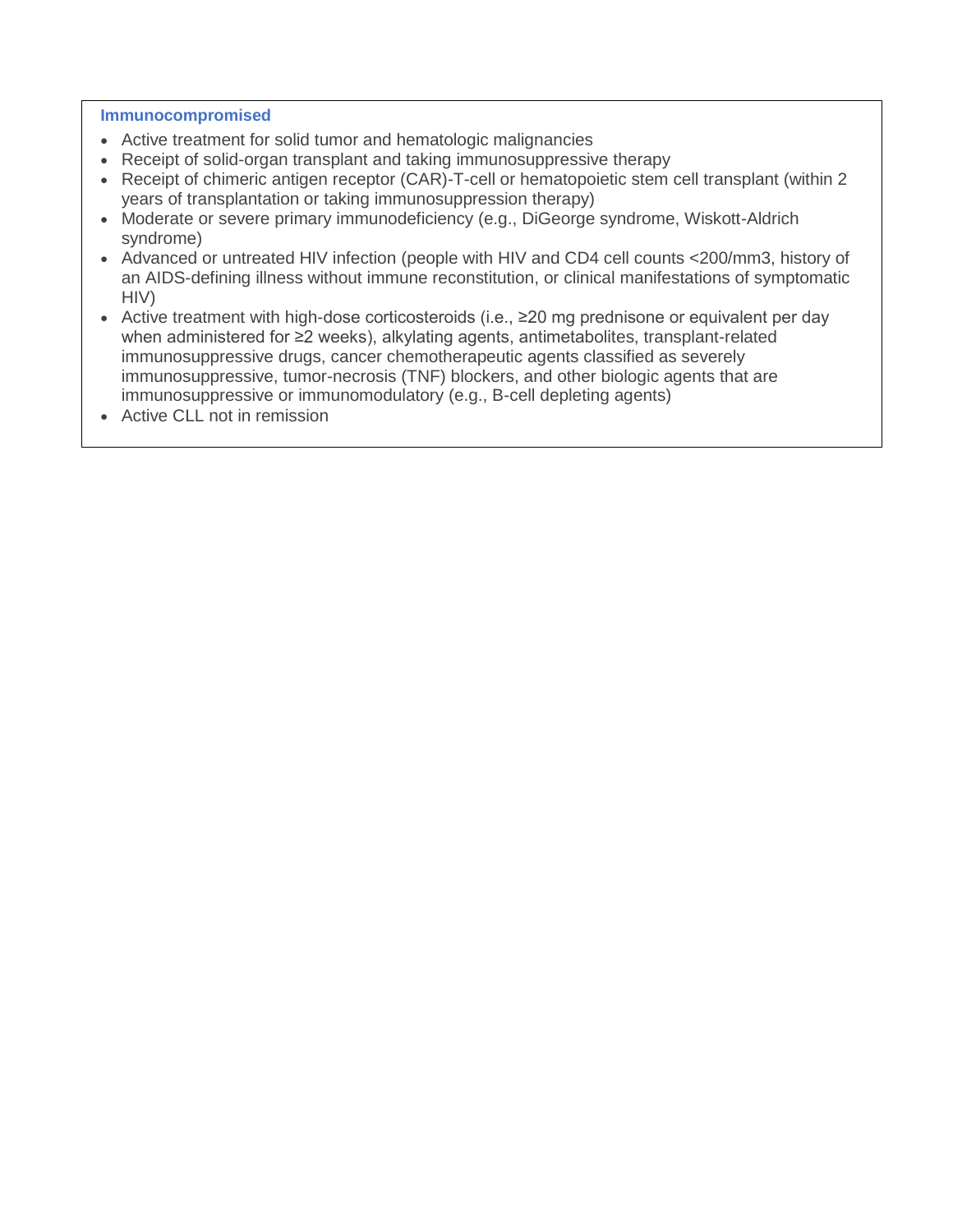**Immunocompromised**

- Active treatment for solid tumor and hematologic malignancies
- Receipt of solid-organ transplant and taking immunosuppressive therapy
- Receipt of chimeric antigen receptor (CAR)-T-cell or hematopoietic stem cell transplant (within 2 years of transplantation or taking immunosuppression therapy)
- Moderate or severe primary immunodeficiency (e.g., DiGeorge syndrome, Wiskott-Aldrich syndrome)
- Advanced or untreated HIV infection (people with HIV and CD4 cell counts <200/mm3, history of an AIDS-defining illness without immune reconstitution, or clinical manifestations of symptomatic HIV)
- Active treatment with high-dose corticosteroids (i.e., ≥20 mg prednisone or equivalent per day when administered for ≥2 weeks), alkylating agents, antimetabolites, transplant-related immunosuppressive drugs, cancer chemotherapeutic agents classified as severely immunosuppressive, tumor-necrosis (TNF) blockers, and other biologic agents that are immunosuppressive or immunomodulatory (e.g., B-cell depleting agents)
- Active CLL not in remission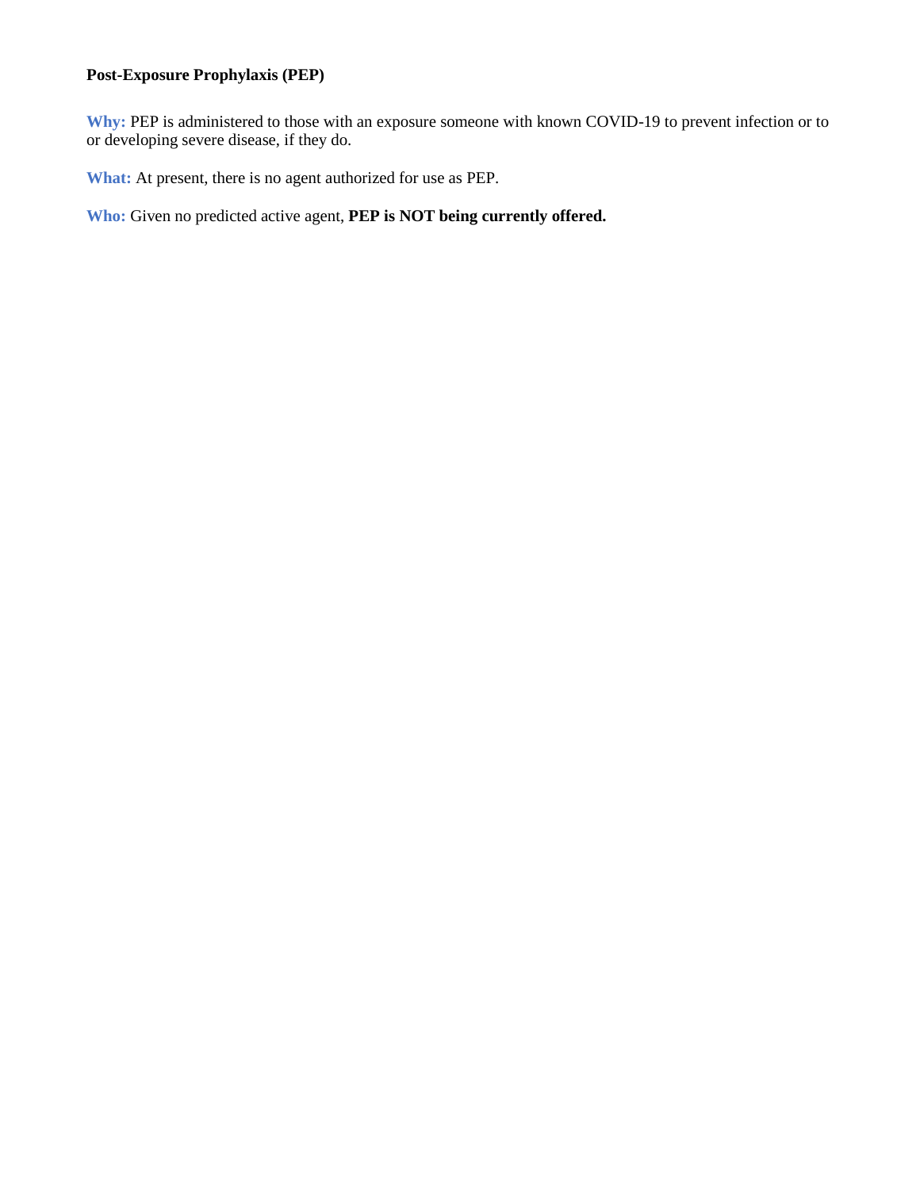**Post-Exposure Prophylaxis (PEP)**

**Why:** PEP is administered to those with an exposure someone with known COVID-19 to prevent infection or to or developing severe disease, if they do.

**What:** At present, there is no agent authorized for use as PEP.

**Who:** Given no predicted active agent, **PEP is NOT being currently offered.**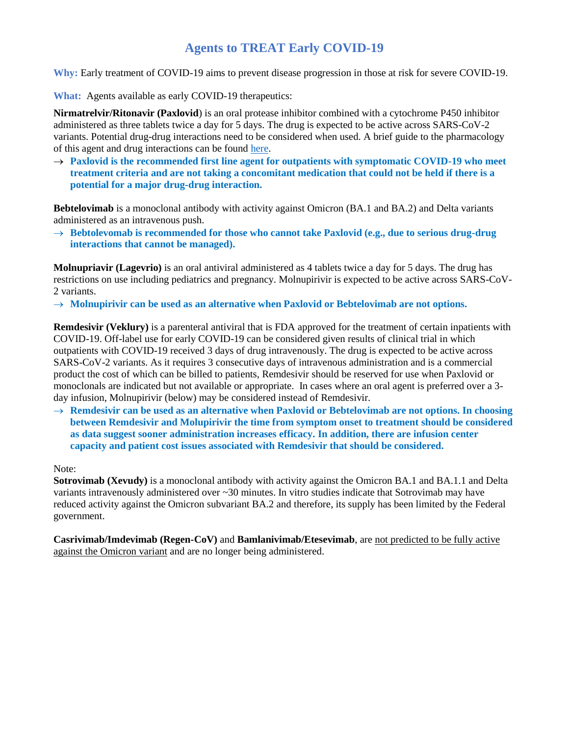# Agents to TREAT Early COVID-19

**Why:** Early treatment of COVID-19 aims to prevent disease progression in those at risk for severe COVID-19.

**What:** Agents available as early COVID-19 therapeutics:

**Nirmatrelvir/Ritonavir (Paxlovid**) is an oral protease inhibitor combined with a cytochrome P450 inhibitor administered as three tablets twice a day for 5 days. The drug is expected to be active across SARS-CoV-2 variants. Potential drug-drug interactions need to be considered when used. A brief guide to the pharmacology of this agent and drug interactions can be found here.

→ **Paxlovid is the recommended first line agent for outpatients with symptomatic COVID-19 who meet treatment criteria and are not taking a concomitant medication that could not be held if there is a potential for a major drug-drug interaction.**

**Bebtelovimab** is a monoclonal antibody with activity against Omicron (BA.1 and BA.2) and Delta variants administered as an intravenous push.

→ **Bebtolevomab is recommended for those who cannot take Paxlovid (e.g., due to serious drug-drug interactions that cannot be managed).**

**Molnupriavir (Lagevrio)** is an oral antiviral administered as 4 tablets twice a day for 5 days. The drug has restrictions on use including pediatrics and pregnancy. Molnupirivir is expected to be active across SARS-CoV-2 variants.

→ **Molnupirivir can be used as an alternative when Paxlovid or Bebtelovimab are not options.**

**Remdesivir (Veklury)** is a parenteral antiviral that is FDA approved for the treatment of certain inpatients with COVID-19. Off-label use for early COVID-19 can be considered given results of clinical trial in which outpatients with COVID-19 received 3 days of drug intravenously. The drug is expected to be active across SARS-CoV-2 variants. As it requires 3 consecutive days of intravenous administration and is a commercial product the cost of which can be billed to patients, Remdesivir should be reserved for use when Paxlovid or monoclonals are indicated but not available or appropriate. In cases where an oral agent is preferred over a 3-day infusion, Molnupirivir (below) may be considered instead of Remdesivir.

→ **Remdesivir can be used as an alternative when Paxlovid or Bebtelovimab are not options. In choosing between Remdesivir and Molupirivir the time from symptom onset to treatment should be considered as data suggest sooner administration increases efficacy. In addition, there are infusion center capacity and patient cost issues associated with Remdesivir that should be considered.**

Note:

**Sotrovimab (Xevudy)** is a monoclonal antibody with activity against the Omicron BA.1 and BA.1.1 and Delta variants intravenously administered over ~30 minutes. In vitro studies indicate that Sotrovimab may have reduced activity against the Omicron subvariant BA.2 and therefore, its supply has been limited by the Federal government.

**Casrivimab/Imdevimab (Regen-CoV)** and **Bamlanivimab/Etesevimab**, are not predicted to be fully active against the Omicron variant and are no longer being administered.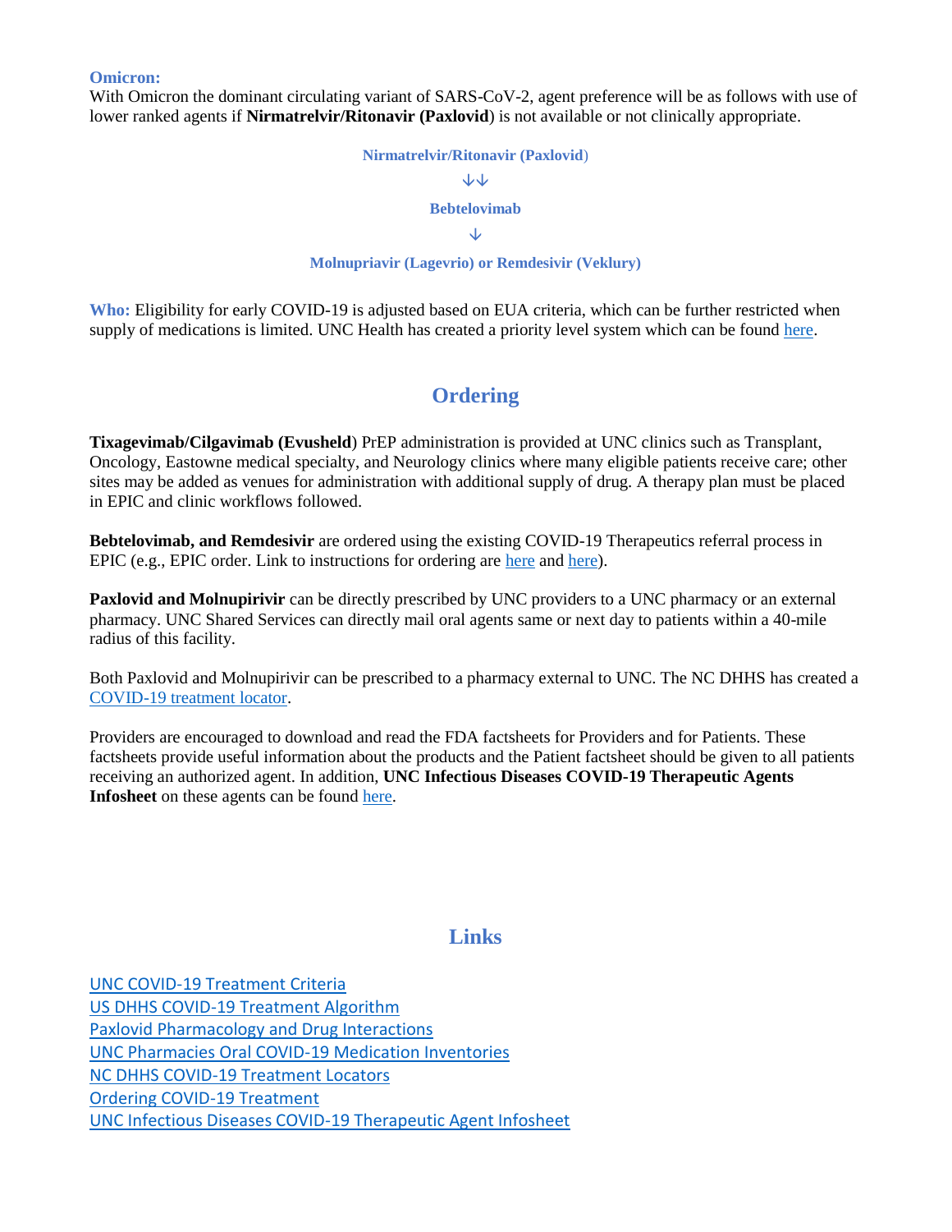**Omicron:**
With Omicron the dominant circulating variant of SARS-CoV-2, agent preference will be as follows with use of lower ranked agents if **Nirmatrelvir/Ritonavir (Paxlovid**) is not available or not clinically appropriate.

**Nirmatrelvir/Ritonavir (Paxlovid**)

↓↓

**Bebtelovimab**

↓

**Molnupriavir (Lagevrio) or Remdesivir (Veklury)**

**Who:** Eligibility for early COVID-19 is adjusted based on EUA criteria, which can be further restricted when supply of medications is limited. UNC Health has created a priority level system which can be found here.

## Ordering

**Tixagevimab/Cilgavimab (Evusheld**) PrEP administration is provided at UNC clinics such as Transplant, Oncology, Eastowne medical specialty, and Neurology clinics where many eligible patients receive care; other sites may be added as venues for administration with additional supply of drug. A therapy plan must be placed in EPIC and clinic workflows followed.

**Bebtelovimab, and Remdesivir** are ordered using the existing COVID-19 Therapeutics referral process in EPIC (e.g., EPIC order. Link to instructions for ordering are here and here).

**Paxlovid and Molnupirivir** can be directly prescribed by UNC providers to a UNC pharmacy or an external pharmacy. UNC Shared Services can directly mail oral agents same or next day to patients within a 40-mile radius of this facility.

Both Paxlovid and Molnupirivir can be prescribed to a pharmacy external to UNC. The NC DHHS has created a COVID-19 treatment locator.

Providers are encouraged to download and read the FDA factsheets for Providers and for Patients. These factsheets provide useful information about the products and the Patient factsheet should be given to all patients receiving an authorized agent. In addition, **UNC Infectious Diseases COVID-19 Therapeutic Agents Infosheet** on these agents can be found here.

## Links

UNC COVID-19 Treatment Criteria
US DHHS COVID-19 Treatment Algorithm
Paxlovid Pharmacology and Drug Interactions
UNC Pharmacies Oral COVID-19 Medication Inventories
NC DHHS COVID-19 Treatment Locators
Ordering COVID-19 Treatment
UNC Infectious Diseases COVID-19 Therapeutic Agent Infosheet